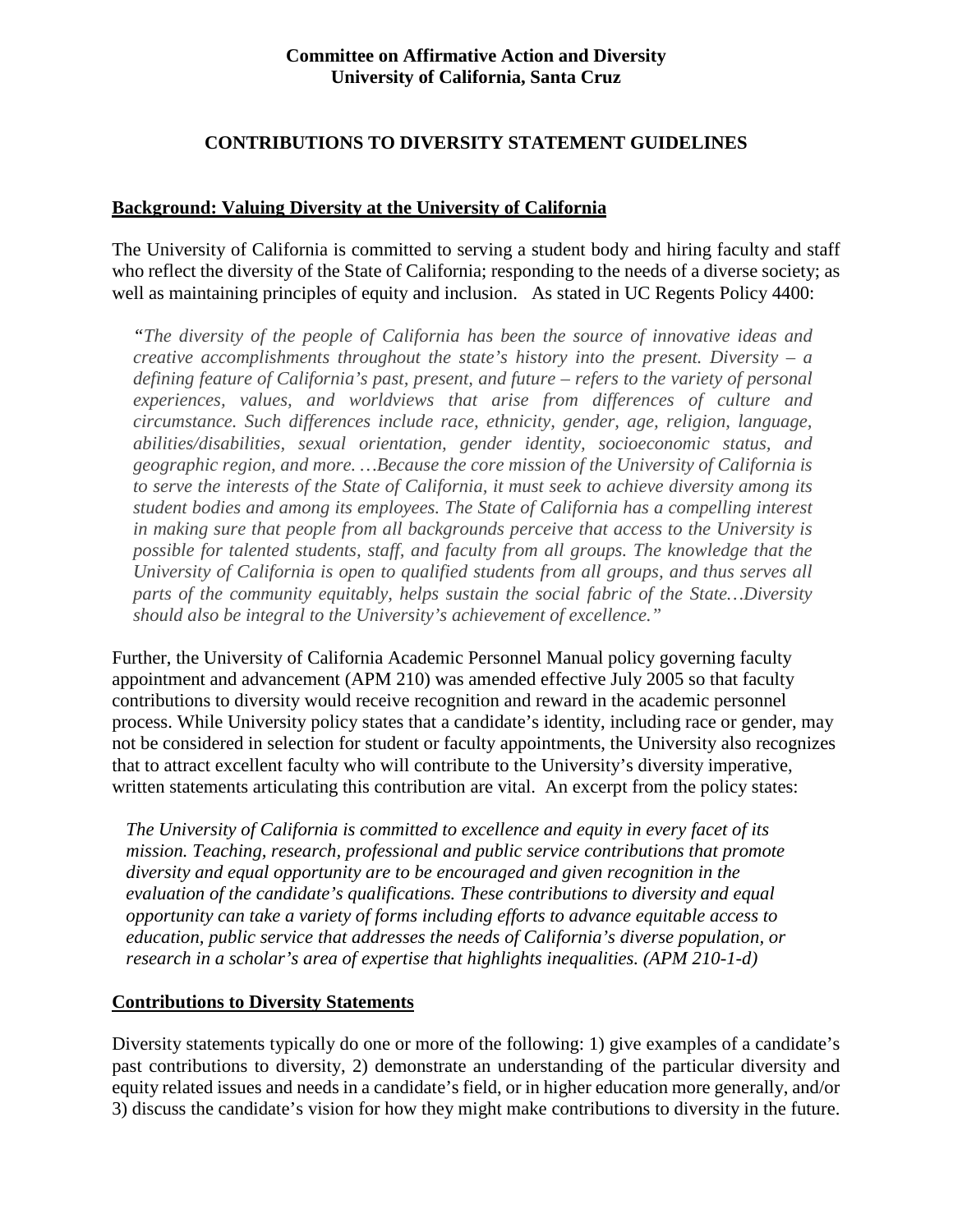**Committee on Affirmative Action and Diversity**
**University of California, Santa Cruz**

# CONTRIBUTIONS TO DIVERSITY STATEMENT GUIDELINES

## Background: Valuing Diversity at the University of California

The University of California is committed to serving a student body and hiring faculty and staff who reflect the diversity of the State of California; responding to the needs of a diverse society; as well as maintaining principles of equity and inclusion. As stated in UC Regents Policy 4400:

> *"The diversity of the people of California has been the source of innovative ideas and creative accomplishments throughout the state's history into the present. Diversity – a defining feature of California's past, present, and future – refers to the variety of personal experiences, values, and worldviews that arise from differences of culture and circumstance. Such differences include race, ethnicity, gender, age, religion, language, abilities/disabilities, sexual orientation, gender identity, socioeconomic status, and geographic region, and more. …Because the core mission of the University of California is to serve the interests of the State of California, it must seek to achieve diversity among its student bodies and among its employees. The State of California has a compelling interest in making sure that people from all backgrounds perceive that access to the University is possible for talented students, staff, and faculty from all groups. The knowledge that the University of California is open to qualified students from all groups, and thus serves all parts of the community equitably, helps sustain the social fabric of the State…Diversity should also be integral to the University's achievement of excellence."*

Further, the University of California Academic Personnel Manual policy governing faculty appointment and advancement (APM 210) was amended effective July 2005 so that faculty contributions to diversity would receive recognition and reward in the academic personnel process. While University policy states that a candidate's identity, including race or gender, may not be considered in selection for student or faculty appointments, the University also recognizes that to attract excellent faculty who will contribute to the University's diversity imperative, written statements articulating this contribution are vital. An excerpt from the policy states:

> *The University of California is committed to excellence and equity in every facet of its mission. Teaching, research, professional and public service contributions that promote diversity and equal opportunity are to be encouraged and given recognition in the evaluation of the candidate's qualifications. These contributions to diversity and equal opportunity can take a variety of forms including efforts to advance equitable access to education, public service that addresses the needs of California's diverse population, or research in a scholar's area of expertise that highlights inequalities. (APM 210-1-d)*

## Contributions to Diversity Statements

Diversity statements typically do one or more of the following: 1) give examples of a candidate's past contributions to diversity, 2) demonstrate an understanding of the particular diversity and equity related issues and needs in a candidate's field, or in higher education more generally, and/or 3) discuss the candidate's vision for how they might make contributions to diversity in the future.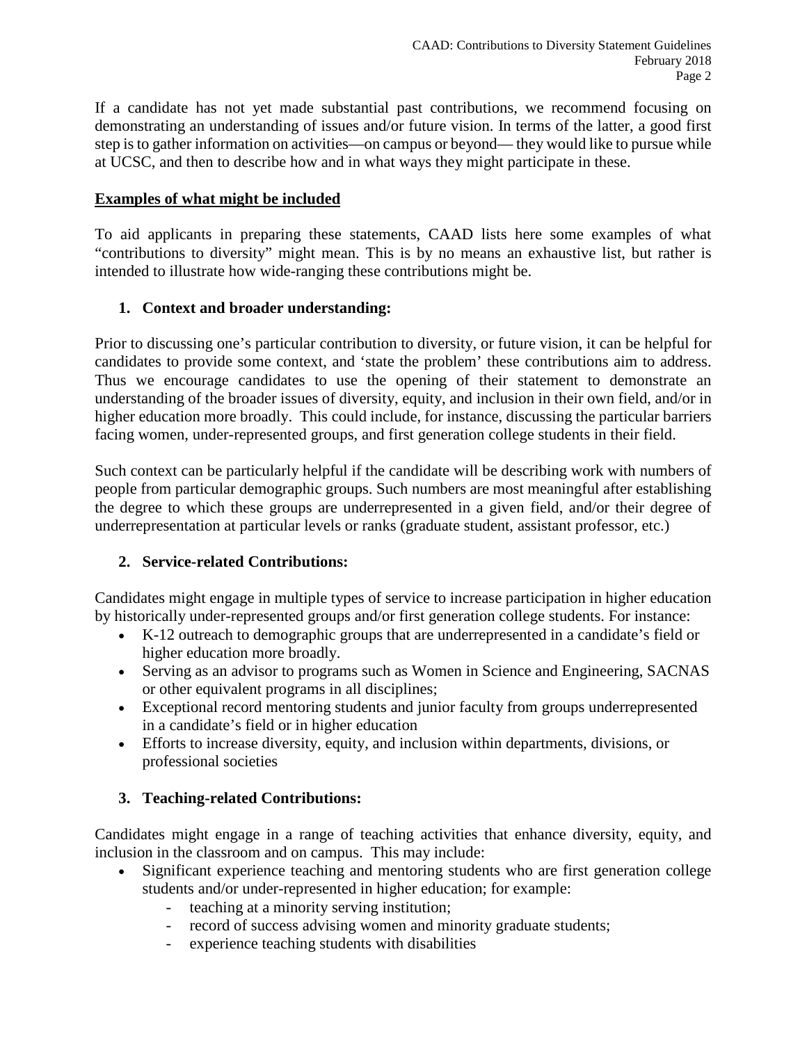If a candidate has not yet made substantial past contributions, we recommend focusing on demonstrating an understanding of issues and/or future vision. In terms of the latter, a good first step is to gather information on activities—on campus or beyond— they would like to pursue while at UCSC, and then to describe how and in what ways they might participate in these.

**Examples of what might be included**

To aid applicants in preparing these statements, CAAD lists here some examples of what "contributions to diversity" might mean. This is by no means an exhaustive list, but rather is intended to illustrate how wide-ranging these contributions might be.

1. **Context and broader understanding:**

Prior to discussing one's particular contribution to diversity, or future vision, it can be helpful for candidates to provide some context, and 'state the problem' these contributions aim to address. Thus we encourage candidates to use the opening of their statement to demonstrate an understanding of the broader issues of diversity, equity, and inclusion in their own field, and/or in higher education more broadly. This could include, for instance, discussing the particular barriers facing women, under-represented groups, and first generation college students in their field.

Such context can be particularly helpful if the candidate will be describing work with numbers of people from particular demographic groups. Such numbers are most meaningful after establishing the degree to which these groups are underrepresented in a given field, and/or their degree of underrepresentation at particular levels or ranks (graduate student, assistant professor, etc.)

2. **Service-related Contributions:**

Candidates might engage in multiple types of service to increase participation in higher education by historically under-represented groups and/or first generation college students. For instance:

- K-12 outreach to demographic groups that are underrepresented in a candidate's field or higher education more broadly.
- Serving as an advisor to programs such as Women in Science and Engineering, SACNAS or other equivalent programs in all disciplines;
- Exceptional record mentoring students and junior faculty from groups underrepresented in a candidate's field or in higher education
- Efforts to increase diversity, equity, and inclusion within departments, divisions, or professional societies

3. **Teaching-related Contributions:**

Candidates might engage in a range of teaching activities that enhance diversity, equity, and inclusion in the classroom and on campus. This may include:

- Significant experience teaching and mentoring students who are first generation college students and/or under-represented in higher education; for example:
  - teaching at a minority serving institution;
  - record of success advising women and minority graduate students;
  - experience teaching students with disabilities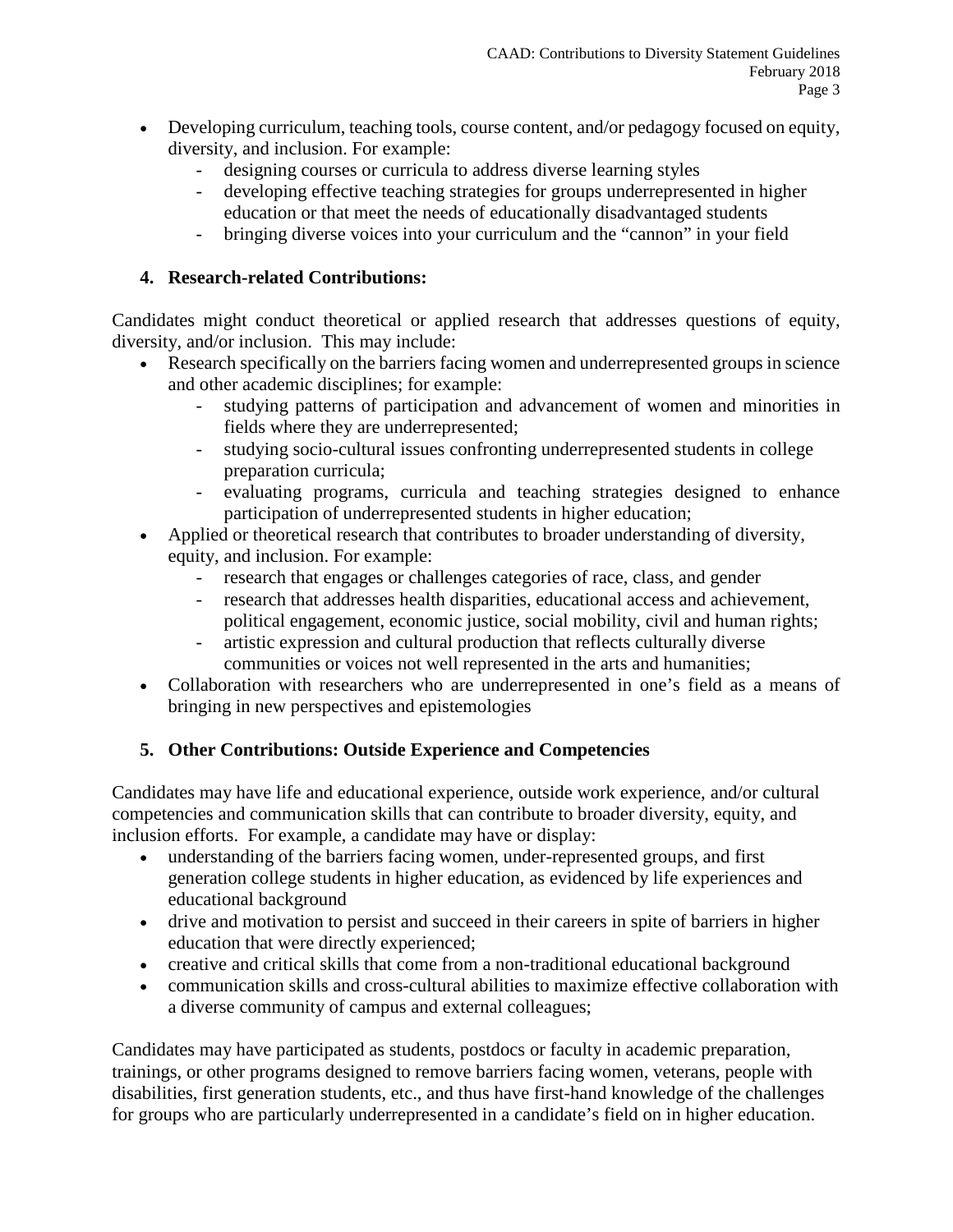- Developing curriculum, teaching tools, course content, and/or pedagogy focused on equity, diversity, and inclusion. For example:
  - designing courses or curricula to address diverse learning styles
  - developing effective teaching strategies for groups underrepresented in higher education or that meet the needs of educationally disadvantaged students
  - bringing diverse voices into your curriculum and the "cannon" in your field

**4. Research-related Contributions:**

Candidates might conduct theoretical or applied research that addresses questions of equity, diversity, and/or inclusion. This may include:

- Research specifically on the barriers facing women and underrepresented groups in science and other academic disciplines; for example:
  - studying patterns of participation and advancement of women and minorities in fields where they are underrepresented;
  - studying socio-cultural issues confronting underrepresented students in college preparation curricula;
  - evaluating programs, curricula and teaching strategies designed to enhance participation of underrepresented students in higher education;
- Applied or theoretical research that contributes to broader understanding of diversity, equity, and inclusion. For example:
  - research that engages or challenges categories of race, class, and gender
  - research that addresses health disparities, educational access and achievement, political engagement, economic justice, social mobility, civil and human rights;
  - artistic expression and cultural production that reflects culturally diverse communities or voices not well represented in the arts and humanities;
- Collaboration with researchers who are underrepresented in one's field as a means of bringing in new perspectives and epistemologies

**5. Other Contributions: Outside Experience and Competencies**

Candidates may have life and educational experience, outside work experience, and/or cultural competencies and communication skills that can contribute to broader diversity, equity, and inclusion efforts. For example, a candidate may have or display:

- understanding of the barriers facing women, under-represented groups, and first generation college students in higher education, as evidenced by life experiences and educational background
- drive and motivation to persist and succeed in their careers in spite of barriers in higher education that were directly experienced;
- creative and critical skills that come from a non-traditional educational background
- communication skills and cross-cultural abilities to maximize effective collaboration with a diverse community of campus and external colleagues;

Candidates may have participated as students, postdocs or faculty in academic preparation, trainings, or other programs designed to remove barriers facing women, veterans, people with disabilities, first generation students, etc., and thus have first-hand knowledge of the challenges for groups who are particularly underrepresented in a candidate's field on in higher education.